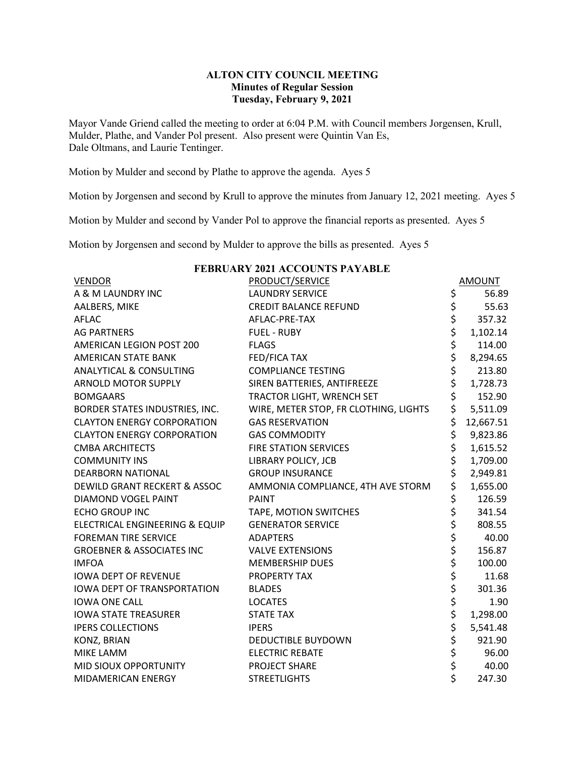**ALTON CITY COUNCIL MEETING**
**Minutes of Regular Session**
**Tuesday, February 9, 2021**

Mayor Vande Griend called the meeting to order at 6:04 P.M. with Council members Jorgensen, Krull, Mulder, Plathe, and Vander Pol present. Also present were Quintin Van Es, Dale Oltmans, and Laurie Tentinger.

Motion by Mulder and second by Plathe to approve the agenda. Ayes 5

Motion by Jorgensen and second by Krull to approve the minutes from January 12, 2021 meeting. Ayes 5

Motion by Mulder and second by Vander Pol to approve the financial reports as presented. Ayes 5

Motion by Jorgensen and second by Mulder to approve the bills as presented. Ayes 5

**FEBRUARY 2021 ACCOUNTS PAYABLE**

| VENDOR | PRODUCT/SERVICE | AMOUNT |
|---|---|---|
| A & M LAUNDRY INC | LAUNDRY SERVICE | $ 56.89 |
| AALBERS, MIKE | CREDIT BALANCE REFUND | $ 55.63 |
| AFLAC | AFLAC-PRE-TAX | $ 357.32 |
| AG PARTNERS | FUEL - RUBY | $ 1,102.14 |
| AMERICAN LEGION POST 200 | FLAGS | $ 114.00 |
| AMERICAN STATE BANK | FED/FICA TAX | $ 8,294.65 |
| ANALYTICAL & CONSULTING | COMPLIANCE TESTING | $ 213.80 |
| ARNOLD MOTOR SUPPLY | SIREN BATTERIES, ANTIFREEZE | $ 1,728.73 |
| BOMGAARS | TRACTOR LIGHT, WRENCH SET | $ 152.90 |
| BORDER STATES INDUSTRIES, INC. | WIRE, METER STOP, FR CLOTHING, LIGHTS | $ 5,511.09 |
| CLAYTON ENERGY CORPORATION | GAS RESERVATION | $ 12,667.51 |
| CLAYTON ENERGY CORPORATION | GAS COMMODITY | $ 9,823.86 |
| CMBA ARCHITECTS | FIRE STATION SERVICES | $ 1,615.52 |
| COMMUNITY INS | LIBRARY POLICY, JCB | $ 1,709.00 |
| DEARBORN NATIONAL | GROUP INSURANCE | $ 2,949.81 |
| DEWILD GRANT RECKERT & ASSOC | AMMONIA COMPLIANCE, 4TH AVE STORM | $ 1,655.00 |
| DIAMOND VOGEL PAINT | PAINT | $ 126.59 |
| ECHO GROUP INC | TAPE, MOTION SWITCHES | $ 341.54 |
| ELECTRICAL ENGINEERING & EQUIP | GENERATOR SERVICE | $ 808.55 |
| FOREMAN TIRE SERVICE | ADAPTERS | $ 40.00 |
| GROEBNER & ASSOCIATES INC | VALVE EXTENSIONS | $ 156.87 |
| IMFOA | MEMBERSHIP DUES | $ 100.00 |
| IOWA DEPT OF REVENUE | PROPERTY TAX | $ 11.68 |
| IOWA DEPT OF TRANSPORTATION | BLADES | $ 301.36 |
| IOWA ONE CALL | LOCATES | $ 1.90 |
| IOWA STATE TREASURER | STATE TAX | $ 1,298.00 |
| IPERS COLLECTIONS | IPERS | $ 5,541.48 |
| KONZ, BRIAN | DEDUCTIBLE BUYDOWN | $ 921.90 |
| MIKE LAMM | ELECTRIC REBATE | $ 96.00 |
| MID SIOUX OPPORTUNITY | PROJECT SHARE | $ 40.00 |
| MIDAMERICAN ENERGY | STREETLIGHTS | $ 247.30 |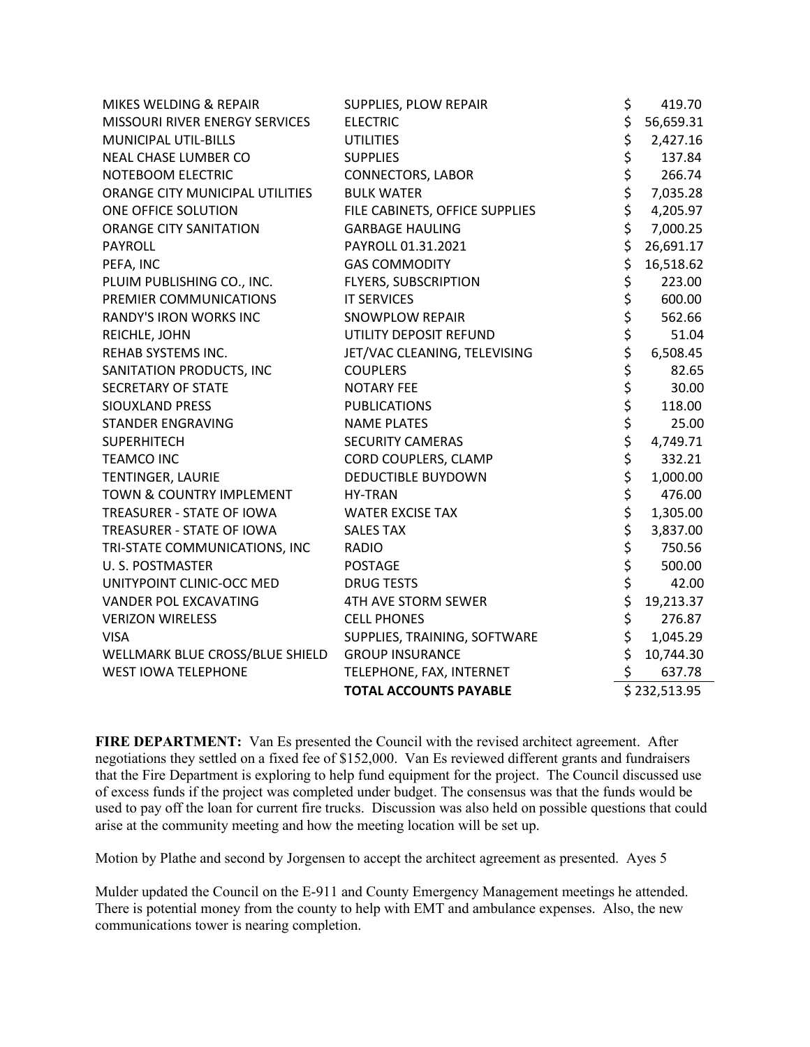| | | |
|---|---|---|
| MIKES WELDING & REPAIR | SUPPLIES, PLOW REPAIR | $ 419.70 |
| MISSOURI RIVER ENERGY SERVICES | ELECTRIC | $ 56,659.31 |
| MUNICIPAL UTIL-BILLS | UTILITIES | $ 2,427.16 |
| NEAL CHASE LUMBER CO | SUPPLIES | $ 137.84 |
| NOTEBOOM ELECTRIC | CONNECTORS, LABOR | $ 266.74 |
| ORANGE CITY MUNICIPAL UTILITIES | BULK WATER | $ 7,035.28 |
| ONE OFFICE SOLUTION | FILE CABINETS, OFFICE SUPPLIES | $ 4,205.97 |
| ORANGE CITY SANITATION | GARBAGE HAULING | $ 7,000.25 |
| PAYROLL | PAYROLL 01.31.2021 | $ 26,691.17 |
| PEFA, INC | GAS COMMODITY | $ 16,518.62 |
| PLUIM PUBLISHING CO., INC. | FLYERS, SUBSCRIPTION | $ 223.00 |
| PREMIER COMMUNICATIONS | IT SERVICES | $ 600.00 |
| RANDY'S IRON WORKS INC | SNOWPLOW REPAIR | $ 562.66 |
| REICHLE, JOHN | UTILITY DEPOSIT REFUND | $ 51.04 |
| REHAB SYSTEMS INC. | JET/VAC CLEANING, TELEVISING | $ 6,508.45 |
| SANITATION PRODUCTS, INC | COUPLERS | $ 82.65 |
| SECRETARY OF STATE | NOTARY FEE | $ 30.00 |
| SIOUXLAND PRESS | PUBLICATIONS | $ 118.00 |
| STANDER ENGRAVING | NAME PLATES | $ 25.00 |
| SUPERHITECH | SECURITY CAMERAS | $ 4,749.71 |
| TEAMCO INC | CORD COUPLERS, CLAMP | $ 332.21 |
| TENTINGER, LAURIE | DEDUCTIBLE BUYDOWN | $ 1,000.00 |
| TOWN & COUNTRY IMPLEMENT | HY-TRAN | $ 476.00 |
| TREASURER - STATE OF IOWA | WATER EXCISE TAX | $ 1,305.00 |
| TREASURER - STATE OF IOWA | SALES TAX | $ 3,837.00 |
| TRI-STATE COMMUNICATIONS, INC | RADIO | $ 750.56 |
| U. S. POSTMASTER | POSTAGE | $ 500.00 |
| UNITYPOINT CLINIC-OCC MED | DRUG TESTS | $ 42.00 |
| VANDER POL EXCAVATING | 4TH AVE STORM SEWER | $ 19,213.37 |
| VERIZON WIRELESS | CELL PHONES | $ 276.87 |
| VISA | SUPPLIES, TRAINING, SOFTWARE | $ 1,045.29 |
| WELLMARK BLUE CROSS/BLUE SHIELD | GROUP INSURANCE | $ 10,744.30 |
| WEST IOWA TELEPHONE | TELEPHONE, FAX, INTERNET | $ 637.78 |
| | **TOTAL ACCOUNTS PAYABLE** | $ 232,513.95 |

**FIRE DEPARTMENT:** Van Es presented the Council with the revised architect agreement. After negotiations they settled on a fixed fee of $152,000. Van Es reviewed different grants and fundraisers that the Fire Department is exploring to help fund equipment for the project. The Council discussed use of excess funds if the project was completed under budget. The consensus was that the funds would be used to pay off the loan for current fire trucks. Discussion was also held on possible questions that could arise at the community meeting and how the meeting location will be set up.

Motion by Plathe and second by Jorgensen to accept the architect agreement as presented. Ayes 5

Mulder updated the Council on the E-911 and County Emergency Management meetings he attended. There is potential money from the county to help with EMT and ambulance expenses. Also, the new communications tower is nearing completion.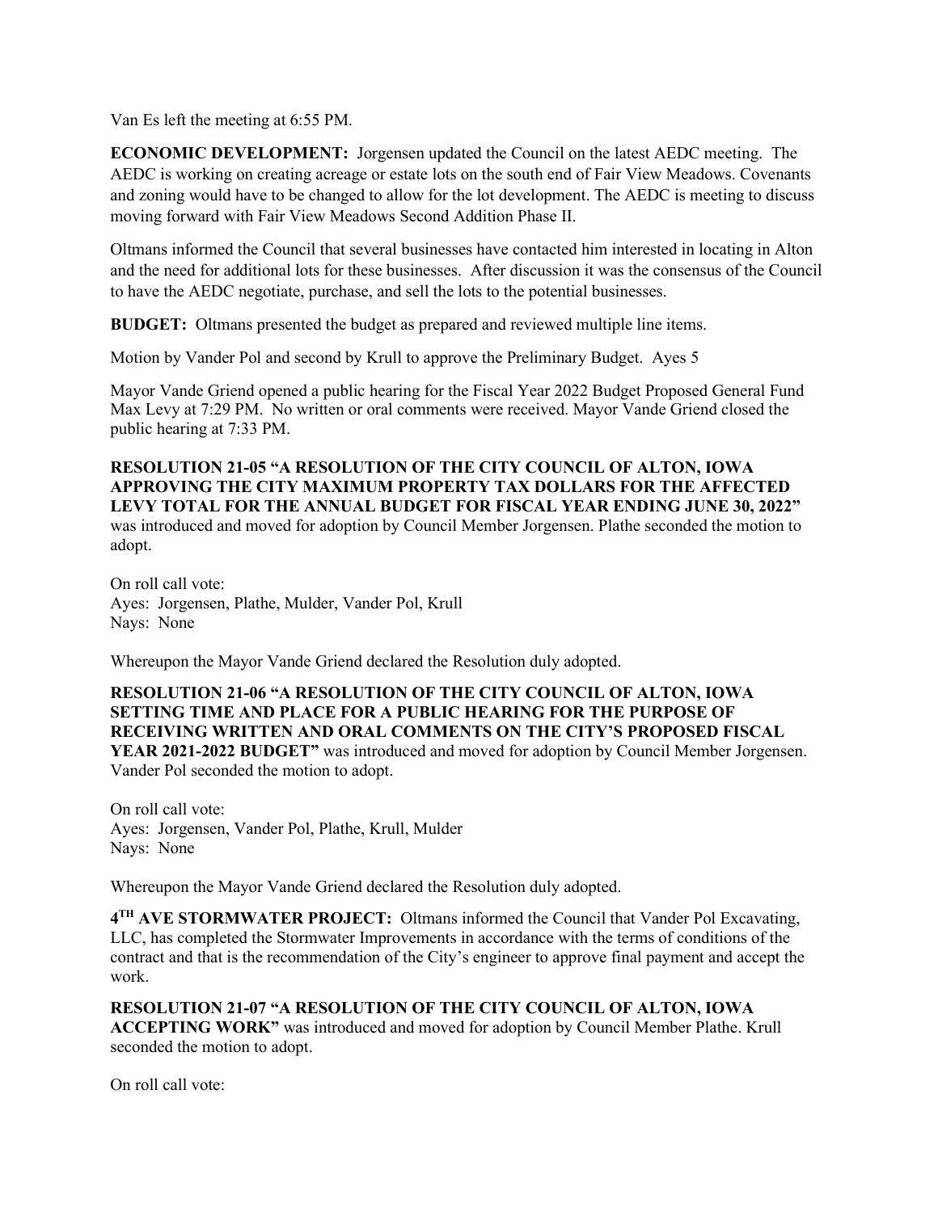Van Es left the meeting at 6:55 PM.

**ECONOMIC DEVELOPMENT:** Jorgensen updated the Council on the latest AEDC meeting. The AEDC is working on creating acreage or estate lots on the south end of Fair View Meadows. Covenants and zoning would have to be changed to allow for the lot development. The AEDC is meeting to discuss moving forward with Fair View Meadows Second Addition Phase II.

Oltmans informed the Council that several businesses have contacted him interested in locating in Alton and the need for additional lots for these businesses. After discussion it was the consensus of the Council to have the AEDC negotiate, purchase, and sell the lots to the potential businesses.

**BUDGET:** Oltmans presented the budget as prepared and reviewed multiple line items.

Motion by Vander Pol and second by Krull to approve the Preliminary Budget. Ayes 5

Mayor Vande Griend opened a public hearing for the Fiscal Year 2022 Budget Proposed General Fund Max Levy at 7:29 PM. No written or oral comments were received. Mayor Vande Griend closed the public hearing at 7:33 PM.

**RESOLUTION 21-05 "A RESOLUTION OF THE CITY COUNCIL OF ALTON, IOWA APPROVING THE CITY MAXIMUM PROPERTY TAX DOLLARS FOR THE AFFECTED LEVY TOTAL FOR THE ANNUAL BUDGET FOR FISCAL YEAR ENDING JUNE 30, 2022"** was introduced and moved for adoption by Council Member Jorgensen. Plathe seconded the motion to adopt.

On roll call vote:
Ayes: Jorgensen, Plathe, Mulder, Vander Pol, Krull
Nays: None

Whereupon the Mayor Vande Griend declared the Resolution duly adopted.

**RESOLUTION 21-06 "A RESOLUTION OF THE CITY COUNCIL OF ALTON, IOWA SETTING TIME AND PLACE FOR A PUBLIC HEARING FOR THE PURPOSE OF RECEIVING WRITTEN AND ORAL COMMENTS ON THE CITY'S PROPOSED FISCAL YEAR 2021-2022 BUDGET"** was introduced and moved for adoption by Council Member Jorgensen. Vander Pol seconded the motion to adopt.

On roll call vote:
Ayes: Jorgensen, Vander Pol, Plathe, Krull, Mulder
Nays: None

Whereupon the Mayor Vande Griend declared the Resolution duly adopted.

**4TH AVE STORMWATER PROJECT:** Oltmans informed the Council that Vander Pol Excavating, LLC, has completed the Stormwater Improvements in accordance with the terms of conditions of the contract and that is the recommendation of the City's engineer to approve final payment and accept the work.

**RESOLUTION 21-07 "A RESOLUTION OF THE CITY COUNCIL OF ALTON, IOWA ACCEPTING WORK"** was introduced and moved for adoption by Council Member Plathe. Krull seconded the motion to adopt.

On roll call vote: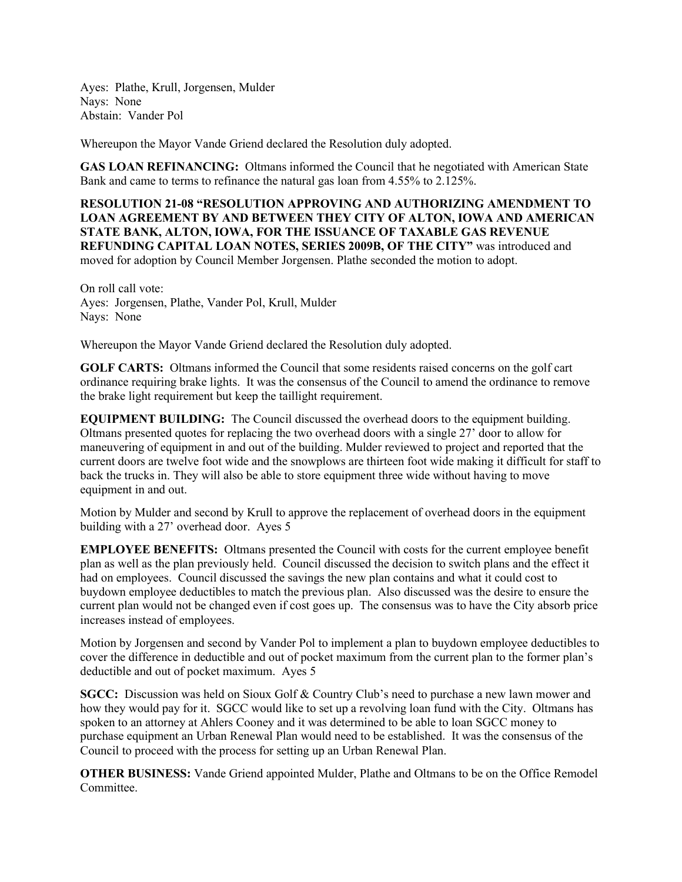Ayes: Plathe, Krull, Jorgensen, Mulder
Nays: None
Abstain: Vander Pol

Whereupon the Mayor Vande Griend declared the Resolution duly adopted.

**GAS LOAN REFINANCING:** Oltmans informed the Council that he negotiated with American State Bank and came to terms to refinance the natural gas loan from 4.55% to 2.125%.

**RESOLUTION 21-08 "RESOLUTION APPROVING AND AUTHORIZING AMENDMENT TO LOAN AGREEMENT BY AND BETWEEN THEY CITY OF ALTON, IOWA AND AMERICAN STATE BANK, ALTON, IOWA, FOR THE ISSUANCE OF TAXABLE GAS REVENUE REFUNDING CAPITAL LOAN NOTES, SERIES 2009B, OF THE CITY"** was introduced and moved for adoption by Council Member Jorgensen. Plathe seconded the motion to adopt.

On roll call vote:
Ayes: Jorgensen, Plathe, Vander Pol, Krull, Mulder
Nays: None

Whereupon the Mayor Vande Griend declared the Resolution duly adopted.

**GOLF CARTS:** Oltmans informed the Council that some residents raised concerns on the golf cart ordinance requiring brake lights. It was the consensus of the Council to amend the ordinance to remove the brake light requirement but keep the taillight requirement.

**EQUIPMENT BUILDING:** The Council discussed the overhead doors to the equipment building. Oltmans presented quotes for replacing the two overhead doors with a single 27' door to allow for maneuvering of equipment in and out of the building. Mulder reviewed to project and reported that the current doors are twelve foot wide and the snowplows are thirteen foot wide making it difficult for staff to back the trucks in. They will also be able to store equipment three wide without having to move equipment in and out.

Motion by Mulder and second by Krull to approve the replacement of overhead doors in the equipment building with a 27' overhead door. Ayes 5

**EMPLOYEE BENEFITS:** Oltmans presented the Council with costs for the current employee benefit plan as well as the plan previously held. Council discussed the decision to switch plans and the effect it had on employees. Council discussed the savings the new plan contains and what it could cost to buydown employee deductibles to match the previous plan. Also discussed was the desire to ensure the current plan would not be changed even if cost goes up. The consensus was to have the City absorb price increases instead of employees.

Motion by Jorgensen and second by Vander Pol to implement a plan to buydown employee deductibles to cover the difference in deductible and out of pocket maximum from the current plan to the former plan's deductible and out of pocket maximum. Ayes 5

**SGCC:** Discussion was held on Sioux Golf & Country Club's need to purchase a new lawn mower and how they would pay for it. SGCC would like to set up a revolving loan fund with the City. Oltmans has spoken to an attorney at Ahlers Cooney and it was determined to be able to loan SGCC money to purchase equipment an Urban Renewal Plan would need to be established. It was the consensus of the Council to proceed with the process for setting up an Urban Renewal Plan.

**OTHER BUSINESS:** Vande Griend appointed Mulder, Plathe and Oltmans to be on the Office Remodel Committee.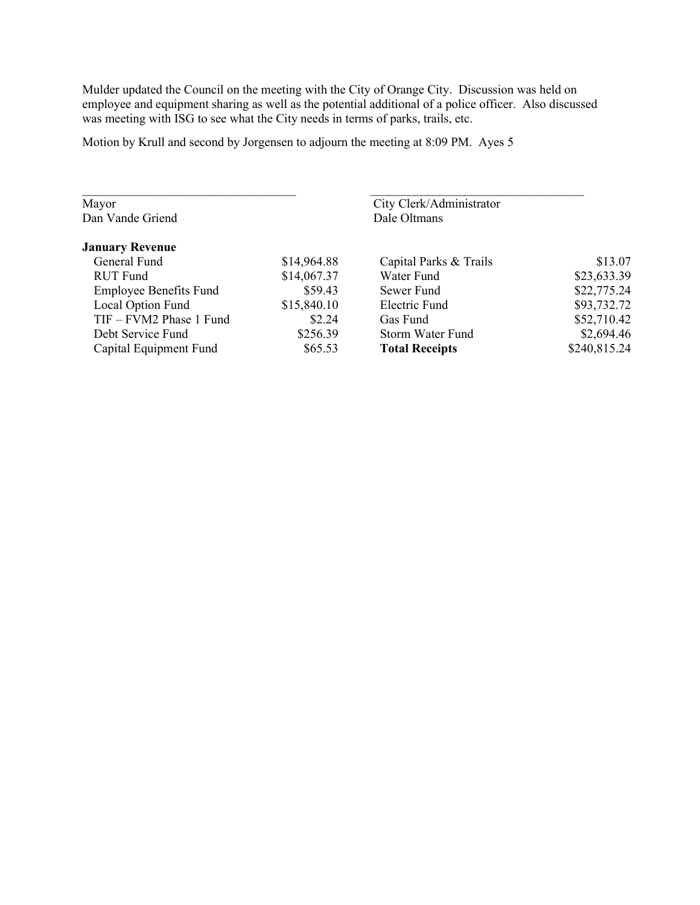Mulder updated the Council on the meeting with the City of Orange City. Discussion was held on employee and equipment sharing as well as the potential additional of a police officer. Also discussed was meeting with ISG to see what the City needs in terms of parks, trails, etc.

Motion by Krull and second by Jorgensen to adjourn the meeting at 8:09 PM. Ayes 5

\_\_\_\_\_\_\_\_\_\_\_\_\_\_\_\_\_\_\_\_\_\_\_\_\_\_\_\_\_\_\_\_\_\_\_\_
Mayor
Dan Vande Griend

\_\_\_\_\_\_\_\_\_\_\_\_\_\_\_\_\_\_\_\_\_\_\_\_\_\_\_\_\_\_\_\_\_\_\_\_
City Clerk/Administrator
Dale Oltmans

**January Revenue**

| | | | |
|---|---|---|---|
| General Fund | $14,964.88 | Capital Parks & Trails | $13.07 |
| RUT Fund | $14,067.37 | Water Fund | $23,633.39 |
| Employee Benefits Fund | $59.43 | Sewer Fund | $22,775.24 |
| Local Option Fund | $15,840.10 | Electric Fund | $93,732.72 |
| TIF – FVM2 Phase 1 Fund | $2.24 | Gas Fund | $52,710.42 |
| Debt Service Fund | $256.39 | Storm Water Fund | $2,694.46 |
| Capital Equipment Fund | $65.53 | **Total Receipts** | $240,815.24 |